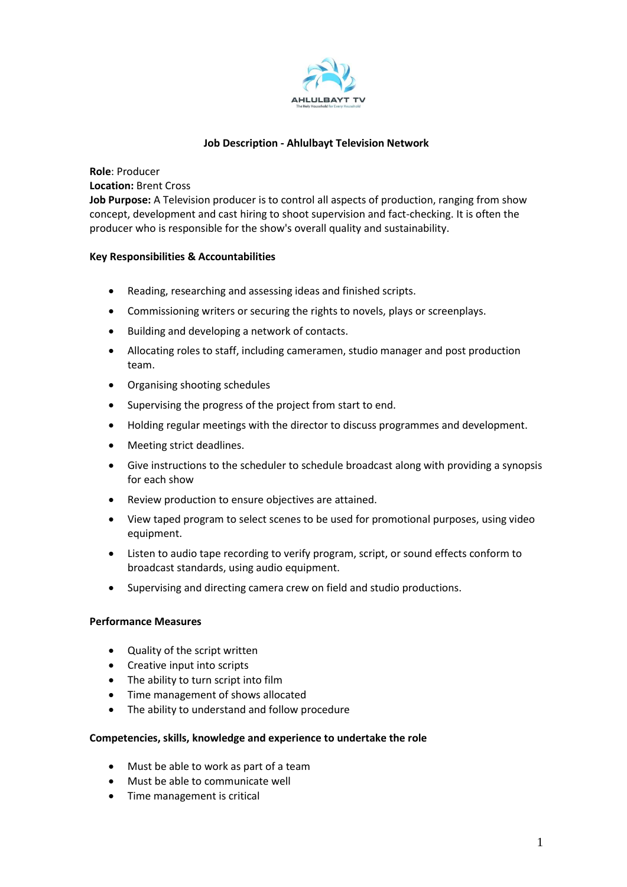AHLULBAYT TV

The Holy Household for Every Household

**Job Description - Ahlulbayt Television Network**

**Role**: Producer
**Location:** Brent Cross
**Job Purpose:** A Television producer is to control all aspects of production, ranging from show concept, development and cast hiring to shoot supervision and fact-checking. It is often the producer who is responsible for the show's overall quality and sustainability.

**Key Responsibilities & Accountabilities**

- Reading, researching and assessing ideas and finished scripts.
- Commissioning writers or securing the rights to novels, plays or screenplays.
- Building and developing a network of contacts.
- Allocating roles to staff, including cameramen, studio manager and post production team.
- Organising shooting schedules
- Supervising the progress of the project from start to end.
- Holding regular meetings with the director to discuss programmes and development.
- Meeting strict deadlines.
- Give instructions to the scheduler to schedule broadcast along with providing a synopsis for each show
- Review production to ensure objectives are attained.
- View taped program to select scenes to be used for promotional purposes, using video equipment.
- Listen to audio tape recording to verify program, script, or sound effects conform to broadcast standards, using audio equipment.
- Supervising and directing camera crew on field and studio productions.

**Performance Measures**

- Quality of the script written
- Creative input into scripts
- The ability to turn script into film
- Time management of shows allocated
- The ability to understand and follow procedure

**Competencies, skills, knowledge and experience to undertake the role**

- Must be able to work as part of a team
- Must be able to communicate well
- Time management is critical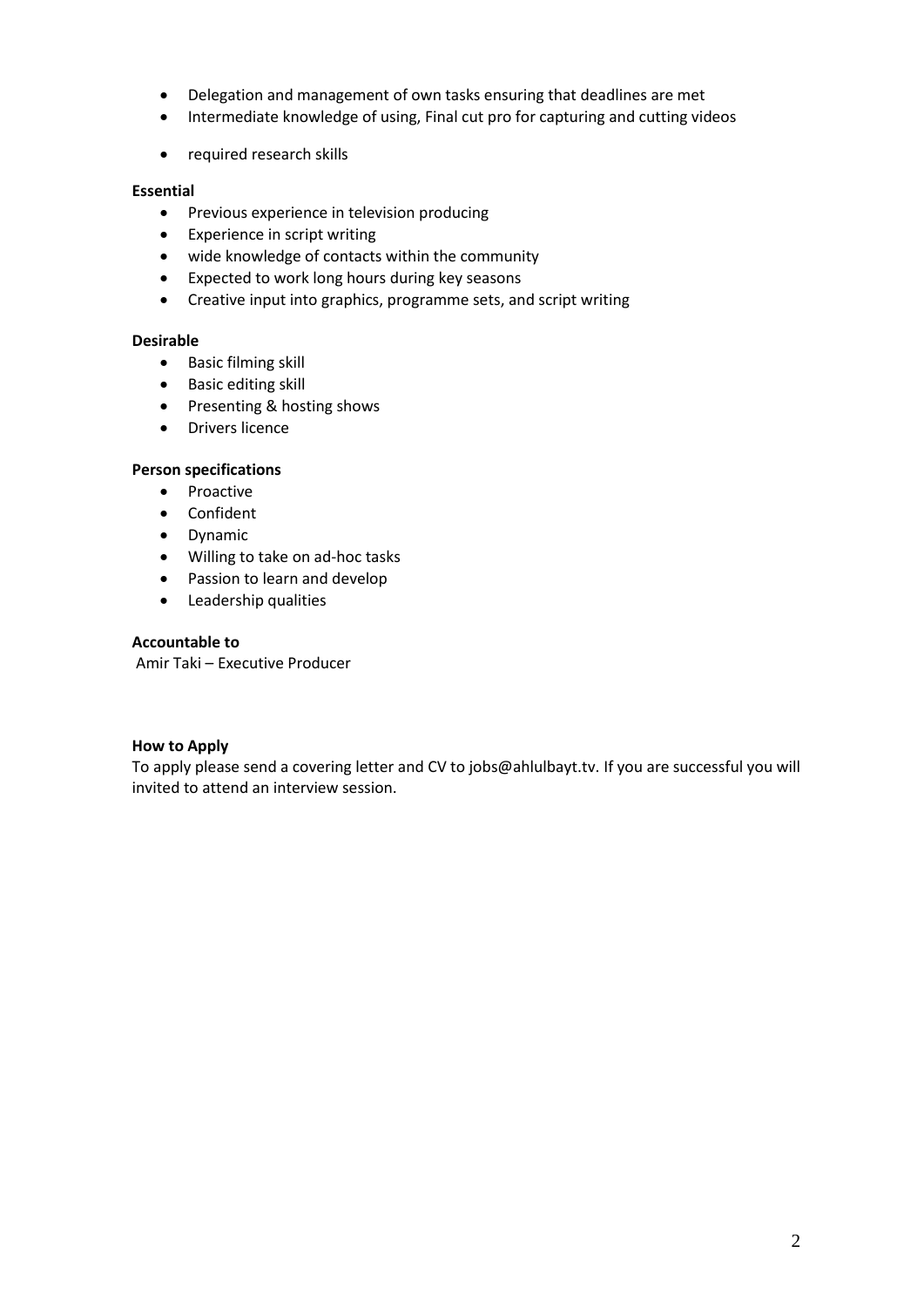- Delegation and management of own tasks ensuring that deadlines are met
- Intermediate knowledge of using, Final cut pro for capturing and cutting videos
- required research skills

**Essential**

- Previous experience in television producing
- Experience in script writing
- wide knowledge of contacts within the community
- Expected to work long hours during key seasons
- Creative input into graphics, programme sets, and script writing

**Desirable**

- Basic filming skill
- Basic editing skill
- Presenting & hosting shows
- Drivers licence

**Person specifications**

- Proactive
- Confident
- Dynamic
- Willing to take on ad-hoc tasks
- Passion to learn and develop
- Leadership qualities

**Accountable to**

Amir Taki – Executive Producer

**How to Apply**

To apply please send a covering letter and CV to jobs@ahlulbayt.tv. If you are successful you will invited to attend an interview session.